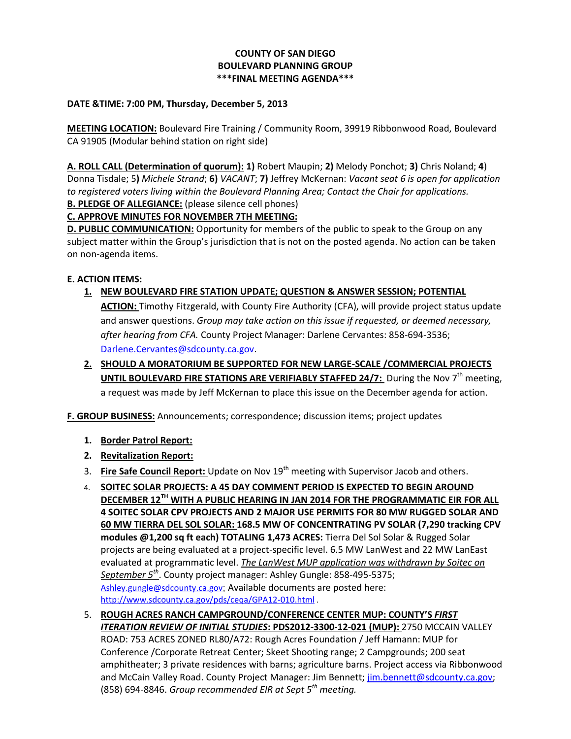**COUNTY OF SAN DIEGO**
**BOULEVARD PLANNING GROUP**
**\*\*\*FINAL MEETING AGENDA\*\*\***

**DATE &TIME: 7:00 PM, Thursday, December 5, 2013**

**MEETING LOCATION:** Boulevard Fire Training / Community Room, 39919 Ribbonwood Road, Boulevard CA 91905 (Modular behind station on right side)

**A. ROLL CALL (Determination of quorum): 1)** Robert Maupin; **2)** Melody Ponchot; **3)** Chris Noland; **4**) Donna Tisdale; 5**)** *Michele Strand*; **6)** *VACANT*; **7)** Jeffrey McKernan: *Vacant seat 6 is open for application to registered voters living within the Boulevard Planning Area; Contact the Chair for applications.*
**B. PLEDGE OF ALLEGIANCE:** (please silence cell phones)
**C. APPROVE MINUTES FOR NOVEMBER 7TH MEETING:**
**D. PUBLIC COMMUNICATION:** Opportunity for members of the public to speak to the Group on any subject matter within the Group's jurisdiction that is not on the posted agenda. No action can be taken on non-agenda items.

**E. ACTION ITEMS:**

1. **NEW BOULEVARD FIRE STATION UPDATE; QUESTION & ANSWER SESSION; POTENTIAL ACTION:** Timothy Fitzgerald, with County Fire Authority (CFA), will provide project status update and answer questions. *Group may take action on this issue if requested, or deemed necessary, after hearing from CFA.* County Project Manager: Darlene Cervantes: 858-694-3536; Darlene.Cervantes@sdcounty.ca.gov.
2. **SHOULD A MORATORIUM BE SUPPORTED FOR NEW LARGE-SCALE /COMMERCIAL PROJECTS UNTIL BOULEVARD FIRE STATIONS ARE VERIFIABLY STAFFED 24/7:** During the Nov 7th meeting, a request was made by Jeff McKernan to place this issue on the December agenda for action.

**F. GROUP BUSINESS:** Announcements; correspondence; discussion items; project updates

1. **Border Patrol Report:**
2. **Revitalization Report:**
3. **Fire Safe Council Report:** Update on Nov 19th meeting with Supervisor Jacob and others.
4. **SOITEC SOLAR PROJECTS: A 45 DAY COMMENT PERIOD IS EXPECTED TO BEGIN AROUND DECEMBER 12TH WITH A PUBLIC HEARING IN JAN 2014 FOR THE PROGRAMMATIC EIR FOR ALL 4 SOITEC SOLAR CPV PROJECTS AND 2 MAJOR USE PERMITS FOR 80 MW RUGGED SOLAR AND 60 MW TIERRA DEL SOL SOLAR: 168.5 MW OF CONCENTRATING PV SOLAR (7,290 tracking CPV modules @1,200 sq ft each) TOTALING 1,473 ACRES:** Tierra Del Sol Solar & Rugged Solar projects are being evaluated at a project-specific level. 6.5 MW LanWest and 22 MW LanEast evaluated at programmatic level. *The LanWest MUP application was withdrawn by Soitec on September 5th*. County project manager: Ashley Gungle: 858-495-5375; Ashley.gungle@sdcounty.ca.gov; Available documents are posted here: http://www.sdcounty.ca.gov/pds/ceqa/GPA12-010.html .
5. **ROUGH ACRES RANCH CAMPGROUND/CONFERENCE CENTER MUP: COUNTY'S *FIRST ITERATION REVIEW OF INITIAL STUDIES*: PDS2012-3300-12-021 (MUP):** 2750 MCCAIN VALLEY ROAD: 753 ACRES ZONED RL80/A72: Rough Acres Foundation / Jeff Hamann: MUP for Conference /Corporate Retreat Center; Skeet Shooting range; 2 Campgrounds; 200 seat amphitheater; 3 private residences with barns; agriculture barns. Project access via Ribbonwood and McCain Valley Road. County Project Manager: Jim Bennett; jim.bennett@sdcounty.ca.gov; (858) 694-8846. *Group recommended EIR at Sept 5th meeting.*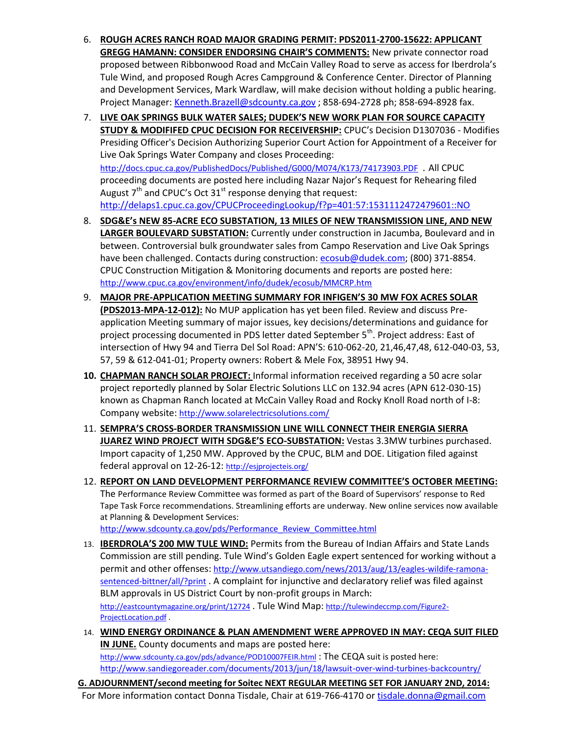6. **ROUGH ACRES RANCH ROAD MAJOR GRADING PERMIT: PDS2011-2700-15622: APPLICANT GREGG HAMANN: CONSIDER ENDORSING CHAIR'S COMMENTS:** New private connector road proposed between Ribbonwood Road and McCain Valley Road to serve as access for Iberdrola's Tule Wind, and proposed Rough Acres Campground & Conference Center. Director of Planning and Development Services, Mark Wardlaw, will make decision without holding a public hearing. Project Manager: Kenneth.Brazell@sdcounty.ca.gov ; 858-694-2728 ph; 858-694-8928 fax.

7. **LIVE OAK SPRINGS BULK WATER SALES; DUDEK'S NEW WORK PLAN FOR SOURCE CAPACITY STUDY & MODIFIED CPUC DECISION FOR RECEIVERSHIP:** CPUC's Decision D1307036 - Modifies Presiding Officer's Decision Authorizing Superior Court Action for Appointment of a Receiver for Live Oak Springs Water Company and closes Proceeding: http://docs.cpuc.ca.gov/PublishedDocs/Published/G000/M074/K173/74173903.PDF . All CPUC proceeding documents are posted here including Nazar Najor's Request for Rehearing filed August 7th and CPUC's Oct 31st response denying that request: http://delaps1.cpuc.ca.gov/CPUCProceedingLookup/f?p=401:57:1531112472479601::NO

8. **SDG&E's NEW 85-ACRE ECO SUBSTATION, 13 MILES OF NEW TRANSMISSION LINE, AND NEW LARGER BOULEVARD SUBSTATION:** Currently under construction in Jacumba, Boulevard and in between. Controversial bulk groundwater sales from Campo Reservation and Live Oak Springs have been challenged. Contacts during construction: ecosub@dudek.com; (800) 371-8854. CPUC Construction Mitigation & Monitoring documents and reports are posted here: http://www.cpuc.ca.gov/environment/info/dudek/ecosub/MMCRP.htm

9. **MAJOR PRE-APPLICATION MEETING SUMMARY FOR INFIGEN'S 30 MW FOX ACRES SOLAR (PDS2013-MPA-12-012):** No MUP application has yet been filed. Review and discuss Pre-application Meeting summary of major issues, key decisions/determinations and guidance for project processing documented in PDS letter dated September 5th. Project address: East of intersection of Hwy 94 and Tierra Del Sol Road: APN'S: 610-062-20, 21,46,47,48, 612-040-03, 53, 57, 59 & 612-041-01; Property owners: Robert & Mele Fox, 38951 Hwy 94.

10. **CHAPMAN RANCH SOLAR PROJECT:** Informal information received regarding a 50 acre solar project reportedly planned by Solar Electric Solutions LLC on 132.94 acres (APN 612-030-15) known as Chapman Ranch located at McCain Valley Road and Rocky Knoll Road north of I-8: Company website: http://www.solarelectricsolutions.com/

11. **SEMPRA'S CROSS-BORDER TRANSMISSION LINE WILL CONNECT THEIR ENERGIA SIERRA JUAREZ WIND PROJECT WITH SDG&E'S ECO-SUBSTATION:** Vestas 3.3MW turbines purchased. Import capacity of 1,250 MW. Approved by the CPUC, BLM and DOE. Litigation filed against federal approval on 12-26-12: http://esjprojecteis.org/

12. **REPORT ON LAND DEVELOPMENT PERFORMANCE REVIEW COMMITTEE'S OCTOBER MEETING:** The Performance Review Committee was formed as part of the Board of Supervisors' response to Red Tape Task Force recommendations. Streamlining efforts are underway. New online services now available at Planning & Development Services: http://www.sdcounty.ca.gov/pds/Performance_Review_Committee.html

13. **IBERDROLA'S 200 MW TULE WIND:** Permits from the Bureau of Indian Affairs and State Lands Commission are still pending. Tule Wind's Golden Eagle expert sentenced for working without a permit and other offenses: http://www.utsandiego.com/news/2013/aug/13/eagles-wildlife-ramona-sentenced-bittner/all/?print . A complaint for injunctive and declaratory relief was filed against BLM approvals in US District Court by non-profit groups in March: http://eastcountymagazine.org/print/12724 . Tule Wind Map: http://tulewindeccmp.com/Figure2-ProjectLocation.pdf .

14. **WIND ENERGY ORDINANCE & PLAN AMENDMENT WERE APPROVED IN MAY: CEQA SUIT FILED IN JUNE.** County documents and maps are posted here: http://www.sdcounty.ca.gov/pds/advance/POD10007FEIR.html : The CEQA suit is posted here: http://www.sandiegoreader.com/documents/2013/jun/18/lawsuit-over-wind-turbines-backcountry/

**G. ADJOURNMENT/second meeting for Soitec NEXT REGULAR MEETING SET FOR JANUARY 2ND, 2014:**

For More information contact Donna Tisdale, Chair at 619-766-4170 or tisdale.donna@gmail.com